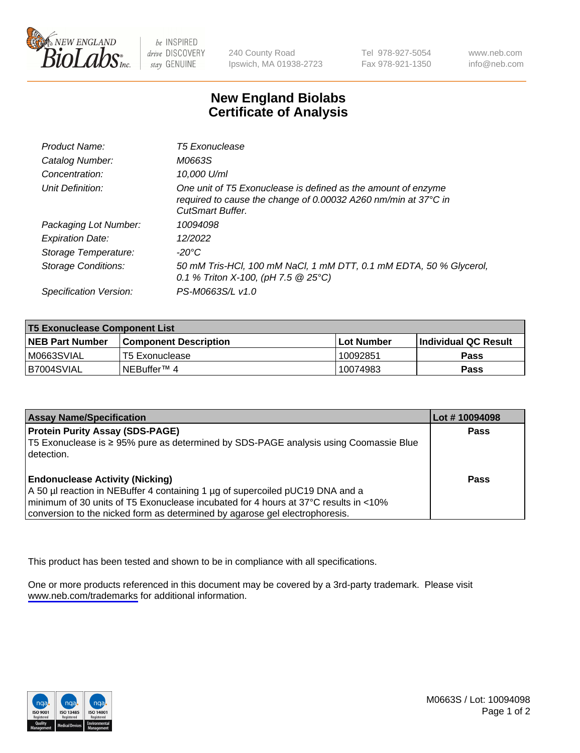New England BioLabs Inc. — be INSPIRED drive DISCOVERY stay GENUINE

240 County Road
Ipswich, MA 01938-2723

Tel 978-927-5054
Fax 978-921-1350

www.neb.com
info@neb.com

# New England Biolabs
# Certificate of Analysis

| | |
|---|---|
| *Product Name:* | *T5 Exonuclease* |
| *Catalog Number:* | *M0663S* |
| *Concentration:* | *10,000 U/ml* |
| *Unit Definition:* | *One unit of T5 Exonuclease is defined as the amount of enzyme required to cause the change of 0.00032 A260 nm/min at 37°C in CutSmart Buffer.* |
| *Packaging Lot Number:* | *10094098* |
| *Expiration Date:* | *12/2022* |
| *Storage Temperature:* | *-20°C* |
| *Storage Conditions:* | *50 mM Tris-HCl, 100 mM NaCl, 1 mM DTT, 0.1 mM EDTA, 50 % Glycerol, 0.1 % Triton X-100, (pH 7.5 @ 25°C)* |
| *Specification Version:* | *PS-M0663S/L v1.0* |

| T5 Exonuclease Component List | | | |
|---|---|---|---|
| **NEB Part Number** | **Component Description** | **Lot Number** | **Individual QC Result** |
| M0663SVIAL | T5 Exonuclease | 10092851 | **Pass** |
| B7004SVIAL | NEBuffer™ 4 | 10074983 | **Pass** |

| Assay Name/Specification | Lot # 10094098 |
|---|---|
| **Protein Purity Assay (SDS-PAGE)**<br>T5 Exonuclease is ≥ 95% pure as determined by SDS-PAGE analysis using Coomassie Blue detection. | **Pass** |
| **Endonuclease Activity (Nicking)**<br>A 50 µl reaction in NEBuffer 4 containing 1 µg of supercoiled pUC19 DNA and a minimum of 30 units of T5 Exonuclease incubated for 4 hours at 37°C results in <10% conversion to the nicked form as determined by agarose gel electrophoresis. | **Pass** |

This product has been tested and shown to be in compliance with all specifications.

One or more products referenced in this document may be covered by a 3rd-party trademark. Please visit www.neb.com/trademarks for additional information.

ISO 9001 Registered Quality Management | ISO 13485 Registered Medical Devices | ISO 14001 Registered Environmental Management

M0663S / Lot: 10094098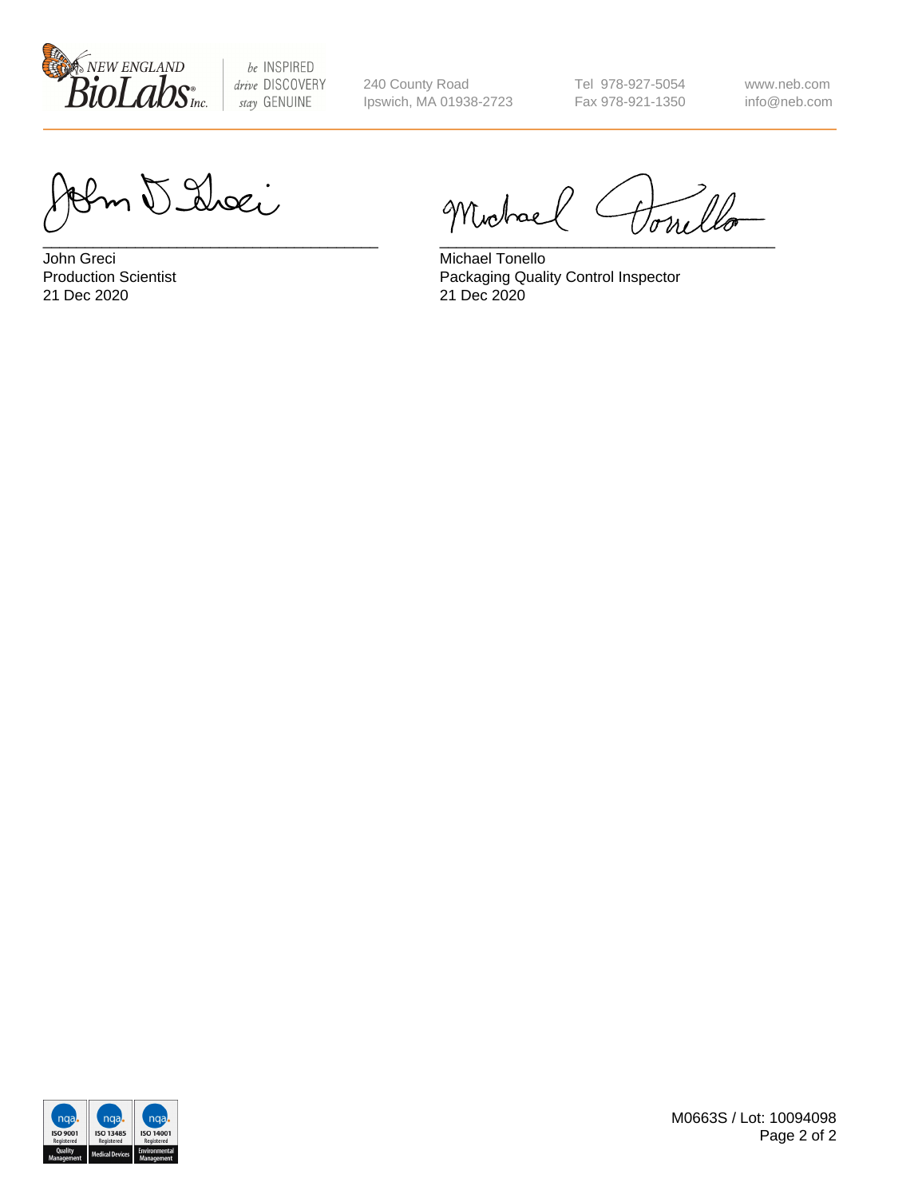John Greci
Production Scientist
21 Dec 2020

Michael Tonello
Packaging Quality Control Inspector
21 Dec 2020

M0663S / Lot: 10094098